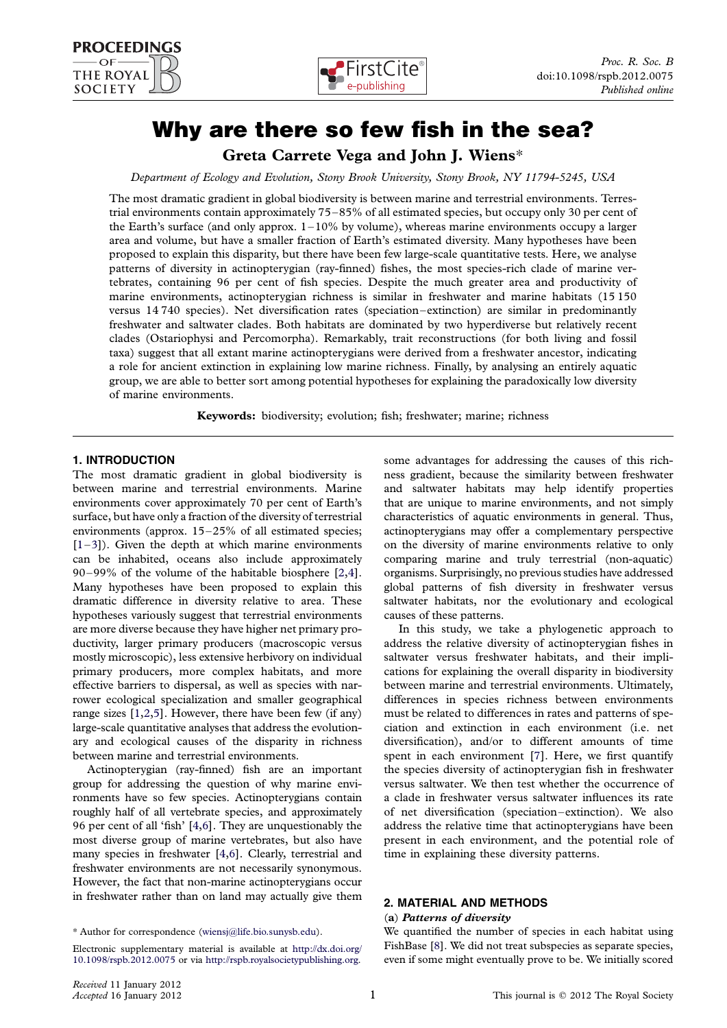# Why are there so few fish in the sea?

**Greta Carrete Vega and John J. Wiens***

*Department of Ecology and Evolution, Stony Brook University, Stony Brook, NY 11794-5245, USA*

The most dramatic gradient in global biodiversity is between marine and terrestrial environments. Terrestrial environments contain approximately 75–85% of all estimated species, but occupy only 30 per cent of the Earth's surface (and only approx. 1–10% by volume), whereas marine environments occupy a larger area and volume, but have a smaller fraction of Earth's estimated diversity. Many hypotheses have been proposed to explain this disparity, but there have been few large-scale quantitative tests. Here, we analyse patterns of diversity in actinopterygian (ray-finned) fishes, the most species-rich clade of marine vertebrates, containing 96 per cent of fish species. Despite the much greater area and productivity of marine environments, actinopterygian richness is similar in freshwater and marine habitats (15 150 versus 14 740 species). Net diversification rates (speciation–extinction) are similar in predominantly freshwater and saltwater clades. Both habitats are dominated by two hyperdiverse but relatively recent clades (Ostariophysi and Percomorpha). Remarkably, trait reconstructions (for both living and fossil taxa) suggest that all extant marine actinopterygians were derived from a freshwater ancestor, indicating a role for ancient extinction in explaining low marine richness. Finally, by analysing an entirely aquatic group, we are able to better sort among potential hypotheses for explaining the paradoxically low diversity of marine environments.

**Keywords:** biodiversity; evolution; fish; freshwater; marine; richness

## 1. INTRODUCTION

The most dramatic gradient in global biodiversity is between marine and terrestrial environments. Marine environments cover approximately 70 per cent of Earth's surface, but have only a fraction of the diversity of terrestrial environments (approx. 15–25% of all estimated species; [1–3]). Given the depth at which marine environments can be inhabited, oceans also include approximately 90–99% of the volume of the habitable biosphere [2,4]. Many hypotheses have been proposed to explain this dramatic difference in diversity relative to area. These hypotheses variously suggest that terrestrial environments are more diverse because they have higher net primary productivity, larger primary producers (macroscopic versus mostly microscopic), less extensive herbivory on individual primary producers, more complex habitats, and more effective barriers to dispersal, as well as species with narrower ecological specialization and smaller geographical range sizes [1,2,5]. However, there have been few (if any) large-scale quantitative analyses that address the evolutionary and ecological causes of the disparity in richness between marine and terrestrial environments.

Actinopterygian (ray-finned) fish are an important group for addressing the question of why marine environments have so few species. Actinopterygians contain roughly half of all vertebrate species, and approximately 96 per cent of all 'fish' [4,6]. They are unquestionably the most diverse group of marine vertebrates, but also have many species in freshwater [4,6]. Clearly, terrestrial and freshwater environments are not necessarily synonymous. However, the fact that non-marine actinopterygians occur in freshwater rather than on land may actually give them some advantages for addressing the causes of this richness gradient, because the similarity between freshwater and saltwater habitats may help identify properties that are unique to marine environments, and not simply characteristics of aquatic environments in general. Thus, actinopterygians may offer a complementary perspective on the diversity of marine environments relative to only comparing marine and truly terrestrial (non-aquatic) organisms. Surprisingly, no previous studies have addressed global patterns of fish diversity in freshwater versus saltwater habitats, nor the evolutionary and ecological causes of these patterns.

In this study, we take a phylogenetic approach to address the relative diversity of actinopterygian fishes in saltwater versus freshwater habitats, and their implications for explaining the overall disparity in biodiversity between marine and terrestrial environments. Ultimately, differences in species richness between environments must be related to differences in rates and patterns of speciation and extinction in each environment (i.e. net diversification), and/or to different amounts of time spent in each environment [7]. Here, we first quantify the species diversity of actinopterygian fish in freshwater versus saltwater. We then test whether the occurrence of a clade in freshwater versus saltwater influences its rate of net diversification (speciation–extinction). We also address the relative time that actinopterygians have been present in each environment, and the potential role of time in explaining these diversity patterns.

## 2. MATERIAL AND METHODS

### (a) *Patterns of diversity*

We quantified the number of species in each habitat using FishBase [8]. We did not treat subspecies as separate species, even if some might eventually prove to be. We initially scored

\* Author for correspondence (wiensj@life.bio.sunysb.edu).

Electronic supplementary material is available at http://dx.doi.org/10.1098/rspb.2012.0075 or via http://rspb.royalsocietypublishing.org.

Received 11 January 2012
Accepted 16 January 2012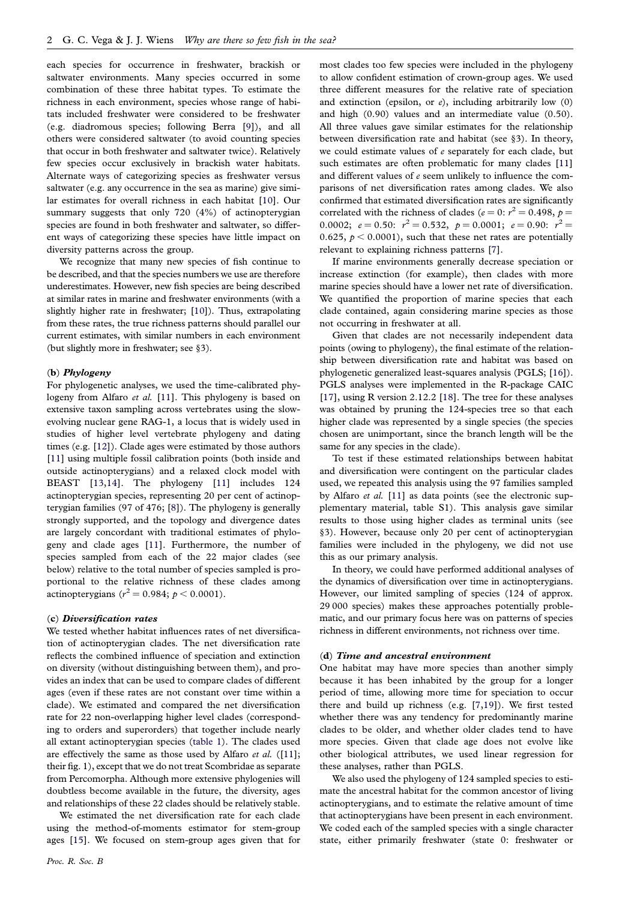each species for occurrence in freshwater, brackish or saltwater environments. Many species occurred in some combination of these three habitat types. To estimate the richness in each environment, species whose range of habitats included freshwater were considered to be freshwater (e.g. diadromous species; following Berra [9]), and all others were considered saltwater (to avoid counting species that occur in both freshwater and saltwater twice). Relatively few species occur exclusively in brackish water habitats. Alternate ways of categorizing species as freshwater versus saltwater (e.g. any occurrence in the sea as marine) give similar estimates for overall richness in each habitat [10]. Our summary suggests that only 720 (4%) of actinopterygian species are found in both freshwater and saltwater, so different ways of categorizing these species have little impact on diversity patterns across the group.

We recognize that many new species of fish continue to be described, and that the species numbers we use are therefore underestimates. However, new fish species are being described at similar rates in marine and freshwater environments (with a slightly higher rate in freshwater; [10]). Thus, extrapolating from these rates, the true richness patterns should parallel our current estimates, with similar numbers in each environment (but slightly more in freshwater; see §3).

### (b) *Phylogeny*

For phylogenetic analyses, we used the time-calibrated phylogeny from Alfaro *et al.* [11]. This phylogeny is based on extensive taxon sampling across vertebrates using the slow-evolving nuclear gene RAG-1, a locus that is widely used in studies of higher level vertebrate phylogeny and dating times (e.g. [12]). Clade ages were estimated by those authors [11] using multiple fossil calibration points (both inside and outside actinopterygians) and a relaxed clock model with BEAST [13,14]. The phylogeny [11] includes 124 actinopterygian species, representing 20 per cent of actinopterygian families (97 of 476; [8]). The phylogeny is generally strongly supported, and the topology and divergence dates are largely concordant with traditional estimates of phylogeny and clade ages [11]. Furthermore, the number of species sampled from each of the 22 major clades (see below) relative to the total number of species sampled is proportional to the relative richness of these clades among actinopterygians ($r^2 = 0.984$; $p < 0.0001$).

### (c) *Diversification rates*

We tested whether habitat influences rates of net diversification of actinopterygian clades. The net diversification rate reflects the combined influence of speciation and extinction on diversity (without distinguishing between them), and provides an index that can be used to compare clades of different ages (even if these rates are not constant over time within a clade). We estimated and compared the net diversification rate for 22 non-overlapping higher level clades (corresponding to orders and superorders) that together include nearly all extant actinopterygian species (table 1). The clades used are effectively the same as those used by Alfaro *et al.* ([11]; their fig. 1), except that we do not treat Scombridae as separate from Percomorpha. Although more extensive phylogenies will doubtless become available in the future, the diversity, ages and relationships of these 22 clades should be relatively stable.

We estimated the net diversification rate for each clade using the method-of-moments estimator for stem-group ages [15]. We focused on stem-group ages given that for most clades too few species were included in the phylogeny to allow confident estimation of crown-group ages. We used three different measures for the relative rate of speciation and extinction (epsilon, or $e$), including arbitrarily low (0) and high (0.90) values and an intermediate value (0.50). All three values gave similar estimates for the relationship between diversification rate and habitat (see §3). In theory, we could estimate values of $e$ separately for each clade, but such estimates are often problematic for many clades [11] and different values of $e$ seem unlikely to influence the comparisons of net diversification rates among clades. We also confirmed that estimated diversification rates are significantly correlated with the richness of clades ($e = 0$: $r^2 = 0.498$, $p = 0.0002$; $e = 0.50$: $r^2 = 0.532$, $p = 0.0001$; $e = 0.90$: $r^2 = 0.625$, $p < 0.0001$), such that these net rates are potentially relevant to explaining richness patterns [7].

If marine environments generally decrease speciation or increase extinction (for example), then clades with more marine species should have a lower net rate of diversification. We quantified the proportion of marine species that each clade contained, again considering marine species as those not occurring in freshwater at all.

Given that clades are not necessarily independent data points (owing to phylogeny), the final estimate of the relationship between diversification rate and habitat was based on phylogenetic generalized least-squares analysis (PGLS; [16]). PGLS analyses were implemented in the R-package CAIC [17], using R version 2.12.2 [18]. The tree for these analyses was obtained by pruning the 124-species tree so that each higher clade was represented by a single species (the species chosen are unimportant, since the branch length will be the same for any species in the clade).

To test if these estimated relationships between habitat and diversification were contingent on the particular clades used, we repeated this analysis using the 97 families sampled by Alfaro *et al.* [11] as data points (see the electronic supplementary material, table S1). This analysis gave similar results to those using higher clades as terminal units (see §3). However, because only 20 per cent of actinopterygian families were included in the phylogeny, we did not use this as our primary analysis.

In theory, we could have performed additional analyses of the dynamics of diversification over time in actinopterygians. However, our limited sampling of species (124 of approx. 29 000 species) makes these approaches potentially problematic, and our primary focus here was on patterns of species richness in different environments, not richness over time.

### (d) *Time and ancestral environment*

One habitat may have more species than another simply because it has been inhabited by the group for a longer period of time, allowing more time for speciation to occur there and build up richness (e.g. [7,19]). We first tested whether there was any tendency for predominantly marine clades to be older, and whether older clades tend to have more species. Given that clade age does not evolve like other biological attributes, we used linear regression for these analyses, rather than PGLS.

We also used the phylogeny of 124 sampled species to estimate the ancestral habitat for the common ancestor of living actinopterygians, and to estimate the relative amount of time that actinopterygians have been present in each environment. We coded each of the sampled species with a single character state, either primarily freshwater (state 0: freshwater or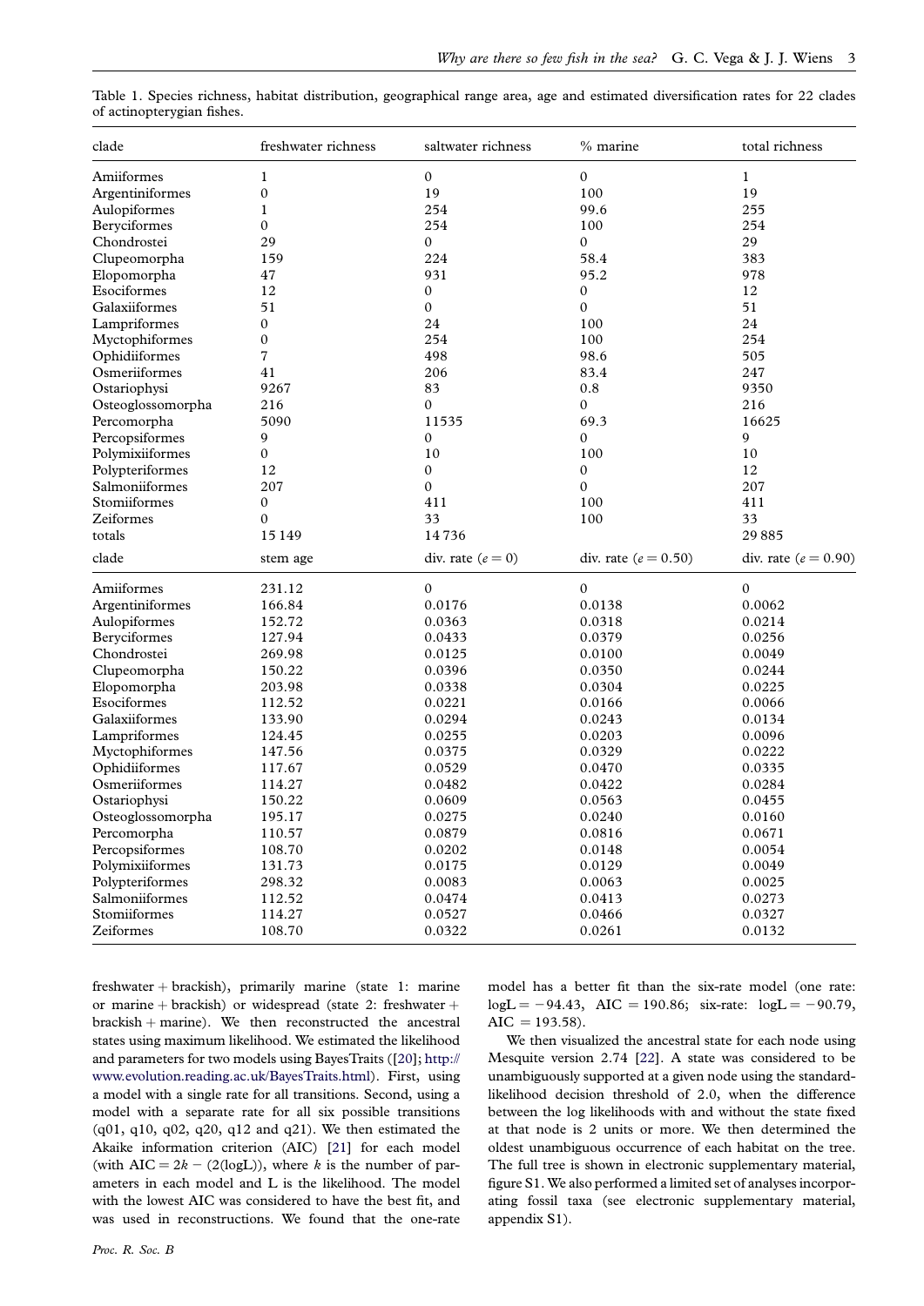Table 1. Species richness, habitat distribution, geographical range area, age and estimated diversification rates for 22 clades of actinopterygian fishes.

| clade | freshwater richness | saltwater richness | % marine | total richness |
|---|---|---|---|---|
| Amiiformes | 1 | 0 | 0 | 1 |
| Argentiniformes | 0 | 19 | 100 | 19 |
| Aulopiformes | 1 | 254 | 99.6 | 255 |
| Beryciformes | 0 | 254 | 100 | 254 |
| Chondrostei | 29 | 0 | 0 | 29 |
| Clupeomorpha | 159 | 224 | 58.4 | 383 |
| Elopomorpha | 47 | 931 | 95.2 | 978 |
| Esociformes | 12 | 0 | 0 | 12 |
| Galaxiiformes | 51 | 0 | 0 | 51 |
| Lampriformes | 0 | 24 | 100 | 24 |
| Myctophiformes | 0 | 254 | 100 | 254 |
| Ophidiiformes | 7 | 498 | 98.6 | 505 |
| Osmeriiformes | 41 | 206 | 83.4 | 247 |
| Ostariophysi | 9267 | 83 | 0.8 | 9350 |
| Osteoglossomorpha | 216 | 0 | 0 | 216 |
| Percomorpha | 5090 | 11535 | 69.3 | 16625 |
| Percopsiformes | 9 | 0 | 0 | 9 |
| Polymixiiformes | 0 | 10 | 100 | 10 |
| Polypteriformes | 12 | 0 | 0 | 12 |
| Salmoniiformes | 207 | 0 | 0 | 207 |
| Stomiiformes | 0 | 411 | 100 | 411 |
| Zeiformes | 0 | 33 | 100 | 33 |
| totals | 15 149 | 14 736 | | 29 885 |
| **clade** | **stem age** | **div. rate ($e = 0$)** | **div. rate ($e = 0.50$)** | **div. rate ($e = 0.90$)** |
| Amiiformes | 231.12 | 0 | 0 | 0 |
| Argentiniformes | 166.84 | 0.0176 | 0.0138 | 0.0062 |
| Aulopiformes | 152.72 | 0.0363 | 0.0318 | 0.0214 |
| Beryciformes | 127.94 | 0.0433 | 0.0379 | 0.0256 |
| Chondrostei | 269.98 | 0.0125 | 0.0100 | 0.0049 |
| Clupeomorpha | 150.22 | 0.0396 | 0.0350 | 0.0244 |
| Elopomorpha | 203.98 | 0.0338 | 0.0304 | 0.0225 |
| Esociformes | 112.52 | 0.0221 | 0.0166 | 0.0066 |
| Galaxiiformes | 133.90 | 0.0294 | 0.0243 | 0.0134 |
| Lampriformes | 124.45 | 0.0255 | 0.0203 | 0.0096 |
| Myctophiformes | 147.56 | 0.0375 | 0.0329 | 0.0222 |
| Ophidiiformes | 117.67 | 0.0529 | 0.0470 | 0.0335 |
| Osmeriiformes | 114.27 | 0.0482 | 0.0422 | 0.0284 |
| Ostariophysi | 150.22 | 0.0609 | 0.0563 | 0.0455 |
| Osteoglossomorpha | 195.17 | 0.0275 | 0.0240 | 0.0160 |
| Percomorpha | 110.57 | 0.0879 | 0.0816 | 0.0671 |
| Percopsiformes | 108.70 | 0.0202 | 0.0148 | 0.0054 |
| Polymixiiformes | 131.73 | 0.0175 | 0.0129 | 0.0049 |
| Polypteriformes | 298.32 | 0.0083 | 0.0063 | 0.0025 |
| Salmoniiformes | 112.52 | 0.0474 | 0.0413 | 0.0273 |
| Stomiiformes | 114.27 | 0.0527 | 0.0466 | 0.0327 |
| Zeiformes | 108.70 | 0.0322 | 0.0261 | 0.0132 |

freshwater + brackish), primarily marine (state 1: marine or marine + brackish) or widespread (state 2: freshwater + brackish + marine). We then reconstructed the ancestral states using maximum likelihood. We estimated the likelihood and parameters for two models using BayesTraits ([20]; http://www.evolution.reading.ac.uk/BayesTraits.html). First, using a model with a single rate for all transitions. Second, using a model with a separate rate for all six possible transitions (q01, q10, q02, q20, q12 and q21). We then estimated the Akaike information criterion (AIC) [21] for each model (with $\text{AIC} = 2k - (2(\log L))$, where $k$ is the number of parameters in each model and L is the likelihood. The model with the lowest AIC was considered to have the best fit, and was used in reconstructions. We found that the one-rate model has a better fit than the six-rate model (one rate: $\log L = -94.43$, $\text{AIC} = 190.86$; six-rate: $\log L = -90.79$, $\text{AIC} = 193.58$).

We then visualized the ancestral state for each node using Mesquite version 2.74 [22]. A state was considered to be unambiguously supported at a given node using the standard-likelihood decision threshold of 2.0, when the difference between the log likelihoods with and without the state fixed at that node is 2 units or more. We then determined the oldest unambiguous occurrence of each habitat on the tree. The full tree is shown in electronic supplementary material, figure S1. We also performed a limited set of analyses incorporating fossil taxa (see electronic supplementary material, appendix S1).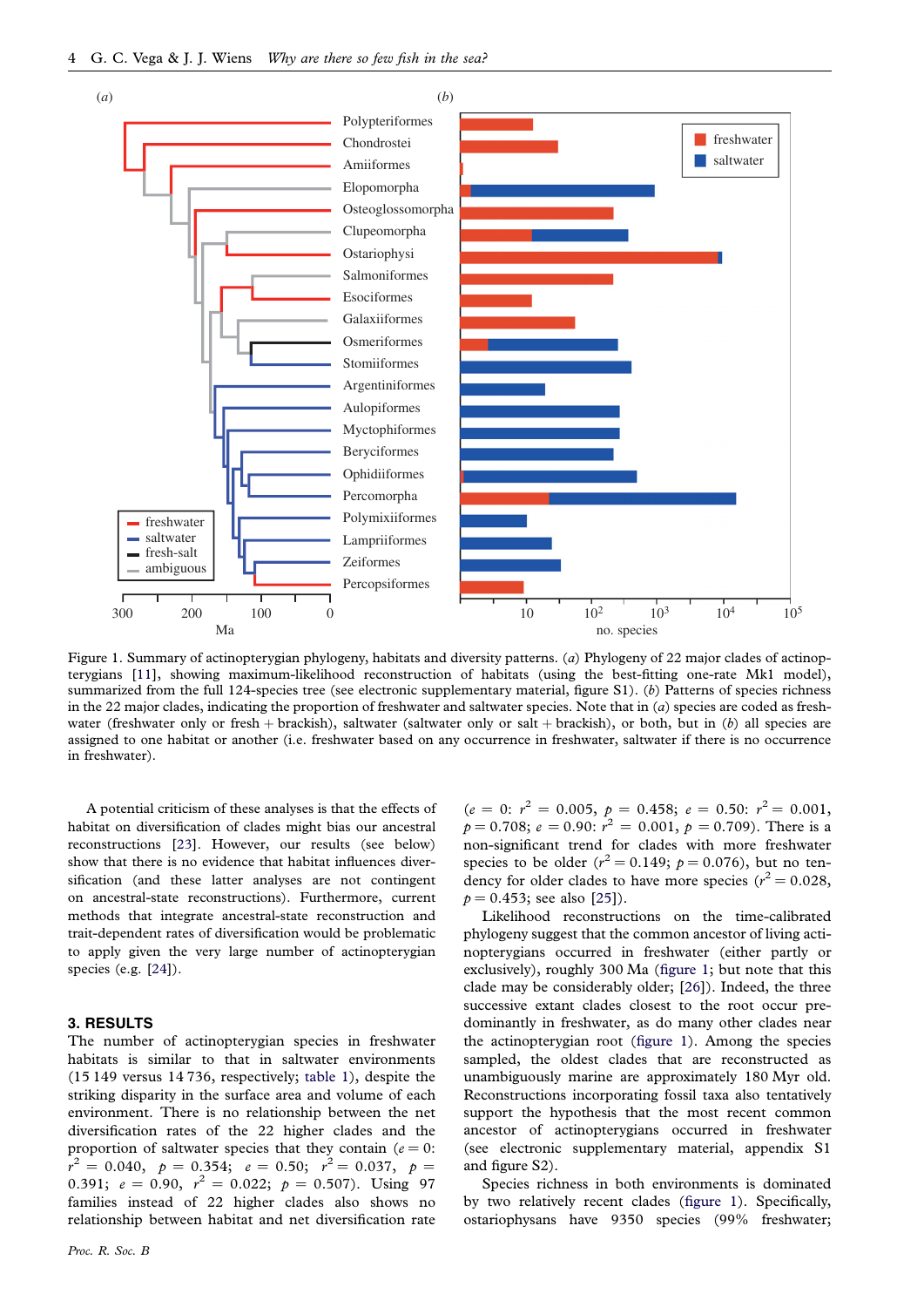Figure 1. Summary of actinopterygian phylogeny, habitats and diversity patterns. (*a*) Phylogeny of 22 major clades of actinopterygians [11], showing maximum-likelihood reconstruction of habitats (using the best-fitting one-rate Mk1 model), summarized from the full 124-species tree (see electronic supplementary material, figure S1). (*b*) Patterns of species richness in the 22 major clades, indicating the proportion of freshwater and saltwater species. Note that in (*a*) species are coded as freshwater (freshwater only or fresh + brackish), saltwater (saltwater only or salt + brackish), or both, but in (*b*) all species are assigned to one habitat or another (i.e. freshwater based on any occurrence in freshwater, saltwater if there is no occurrence in freshwater).

A potential criticism of these analyses is that the effects of habitat on diversification of clades might bias our ancestral reconstructions [23]. However, our results (see below) show that there is no evidence that habitat influences diversification (and these latter analyses are not contingent on ancestral-state reconstructions). Furthermore, current methods that integrate ancestral-state reconstruction and trait-dependent rates of diversification would be problematic to apply given the very large number of actinopterygian species (e.g. [24]).

## 3. RESULTS

The number of actinopterygian species in freshwater habitats is similar to that in saltwater environments (15 149 versus 14 736, respectively; table 1), despite the striking disparity in the surface area and volume of each environment. There is no relationship between the net diversification rates of the 22 higher clades and the proportion of saltwater species that they contain ($e = 0$: $r^2 = 0.040$, $p = 0.354$; $e = 0.50$; $r^2 = 0.037$, $p = 0.391$; $e = 0.90$, $r^2 = 0.022$; $p = 0.507$). Using 97 families instead of 22 higher clades also shows no relationship between habitat and net diversification rate ($e = 0$: $r^2 = 0.005$, $p = 0.458$; $e = 0.50$: $r^2 = 0.001$, $p = 0.708$; $e = 0.90$: $r^2 = 0.001$, $p = 0.709$). There is a non-significant trend for clades with more freshwater species to be older ($r^2 = 0.149$; $p = 0.076$), but no tendency for older clades to have more species ($r^2 = 0.028$, $p = 0.453$; see also [25]).

Likelihood reconstructions on the time-calibrated phylogeny suggest that the common ancestor of living actinopterygians occurred in freshwater (either partly or exclusively), roughly 300 Ma (figure 1; but note that this clade may be considerably older; [26]). Indeed, the three successive extant clades closest to the root occur predominantly in freshwater, as do many other clades near the actinopterygian root (figure 1). Among the species sampled, the oldest clades that are reconstructed as unambiguously marine are approximately 180 Myr old. Reconstructions incorporating fossil taxa also tentatively support the hypothesis that the most recent common ancestor of actinopterygians occurred in freshwater (see electronic supplementary material, appendix S1 and figure S2).

Species richness in both environments is dominated by two relatively recent clades (figure 1). Specifically, ostariophysans have 9350 species (99% freshwater;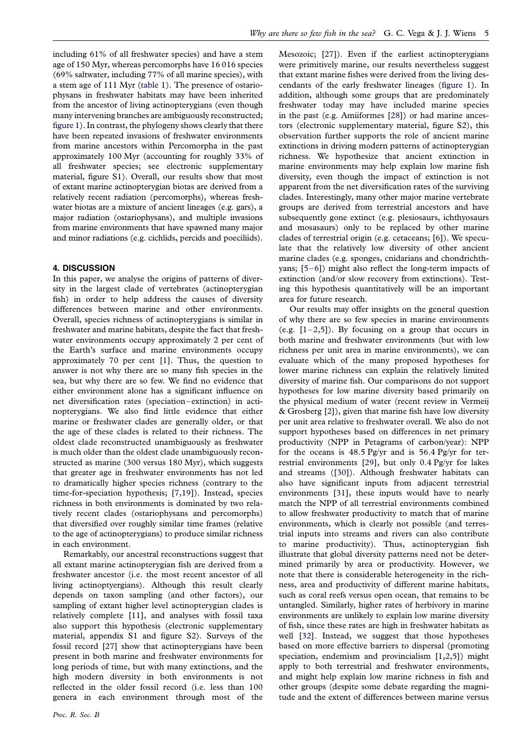including 61% of all freshwater species) and have a stem age of 150 Myr, whereas percomorphs have 16 016 species (69% saltwater, including 77% of all marine species), with a stem age of 111 Myr (table 1). The presence of ostariophysans in freshwater habitats may have been inherited from the ancestor of living actinopterygians (even though many intervening branches are ambiguously reconstructed; figure 1). In contrast, the phylogeny shows clearly that there have been repeated invasions of freshwater environments from marine ancestors within Percomorpha in the past approximately 100 Myr (accounting for roughly 33% of all freshwater species; see electronic supplementary material, figure S1). Overall, our results show that most of extant marine actinopterygian biotas are derived from a relatively recent radiation (percomorphs), whereas freshwater biotas are a mixture of ancient lineages (e.g. gars), a major radiation (ostariophysans), and multiple invasions from marine environments that have spawned many major and minor radiations (e.g. cichlids, percids and poeciliids).

## 4. DISCUSSION

In this paper, we analyse the origins of patterns of diversity in the largest clade of vertebrates (actinopterygian fish) in order to help address the causes of diversity differences between marine and other environments. Overall, species richness of actinopterygians is similar in freshwater and marine habitats, despite the fact that freshwater environments occupy approximately 2 per cent of the Earth's surface and marine environments occupy approximately 70 per cent [1]. Thus, the question to answer is not why there are so many fish species in the sea, but why there are so few. We find no evidence that either environment alone has a significant influence on net diversification rates (speciation–extinction) in actinopterygians. We also find little evidence that either marine or freshwater clades are generally older, or that the age of these clades is related to their richness. The oldest clade reconstructed unambiguously as freshwater is much older than the oldest clade unambiguously reconstructed as marine (300 versus 180 Myr), which suggests that greater age in freshwater environments has not led to dramatically higher species richness (contrary to the time-for-speciation hypothesis; [7,19]). Instead, species richness in both environments is dominated by two relatively recent clades (ostariophysans and percomorphs) that diversified over roughly similar time frames (relative to the age of actinopterygians) to produce similar richness in each environment.

Remarkably, our ancestral reconstructions suggest that all extant marine actinopterygian fish are derived from a freshwater ancestor (i.e. the most recent ancestor of all living actinoptyergians). Although this result clearly depends on taxon sampling (and other factors), our sampling of extant higher level actinopterygian clades is relatively complete [11], and analyses with fossil taxa also support this hypothesis (electronic supplementary material, appendix S1 and figure S2). Surveys of the fossil record [27] show that actinopterygians have been present in both marine and freshwater environments for long periods of time, but with many extinctions, and the high modern diversity in both environments is not reflected in the older fossil record (i.e. less than 100 genera in each environment through most of the Mesozoic; [27]). Even if the earliest actinopterygians were primitively marine, our results nevertheless suggest that extant marine fishes were derived from the living descendants of the early freshwater lineages (figure 1). In addition, although some groups that are predominately freshwater today may have included marine species in the past (e.g. Amiiformes [28]) or had marine ancestors (electronic supplementary material, figure S2), this observation further supports the role of ancient marine extinctions in driving modern patterns of actinopterygian richness. We hypothesize that ancient extinction in marine environments may help explain low marine fish diversity, even though the impact of extinction is not apparent from the net diversification rates of the surviving clades. Interestingly, many other major marine vertebrate groups are derived from terrestrial ancestors and have subsequently gone extinct (e.g. plesiosaurs, ichthyosaurs and mosasaurs) only to be replaced by other marine clades of terrestrial origin (e.g. cetaceans; [6]). We speculate that the relatively low diversity of other ancient marine clades (e.g. sponges, cnidarians and chondrichthyans; [5–6]) might also reflect the long-term impacts of extinction (and/or slow recovery from extinctions). Testing this hypothesis quantitatively will be an important area for future research.

Our results may offer insights on the general question of why there are so few species in marine environments (e.g. [1–2,5]). By focusing on a group that occurs in both marine and freshwater environments (but with low richness per unit area in marine environments), we can evaluate which of the many proposed hypotheses for lower marine richness can explain the relatively limited diversity of marine fish. Our comparisons do not support hypotheses for low marine diversity based primarily on the physical medium of water (recent review in Vermeij & Grosberg [2]), given that marine fish have low diversity per unit area relative to freshwater overall. We also do not support hypotheses based on differences in net primary productivity (NPP in Petagrams of carbon/year): NPP for the oceans is 48.5 Pg/yr and is 56.4 Pg/yr for terrestrial environments [29], but only 0.4 Pg/yr for lakes and streams ([30]). Although freshwater habitats can also have significant inputs from adjacent terrestrial environments [31], these inputs would have to nearly match the NPP of all terrestrial environments combined to allow freshwater productivity to match that of marine environments, which is clearly not possible (and terrestrial inputs into streams and rivers can also contribute to marine productivity). Thus, actinopterygian fish illustrate that global diversity patterns need not be determined primarily by area or productivity. However, we note that there is considerable heterogeneity in the richness, area and productivity of different marine habitats, such as coral reefs versus open ocean, that remains to be untangled. Similarly, higher rates of herbivory in marine environments are unlikely to explain low marine diversity of fish, since these rates are high in freshwater habitats as well [32]. Instead, we suggest that those hypotheses based on more effective barriers to dispersal (promoting speciation, endemism and provincialism [1,2,5]) might apply to both terrestrial and freshwater environments, and might help explain low marine richness in fish and other groups (despite some debate regarding the magnitude and the extent of differences between marine versus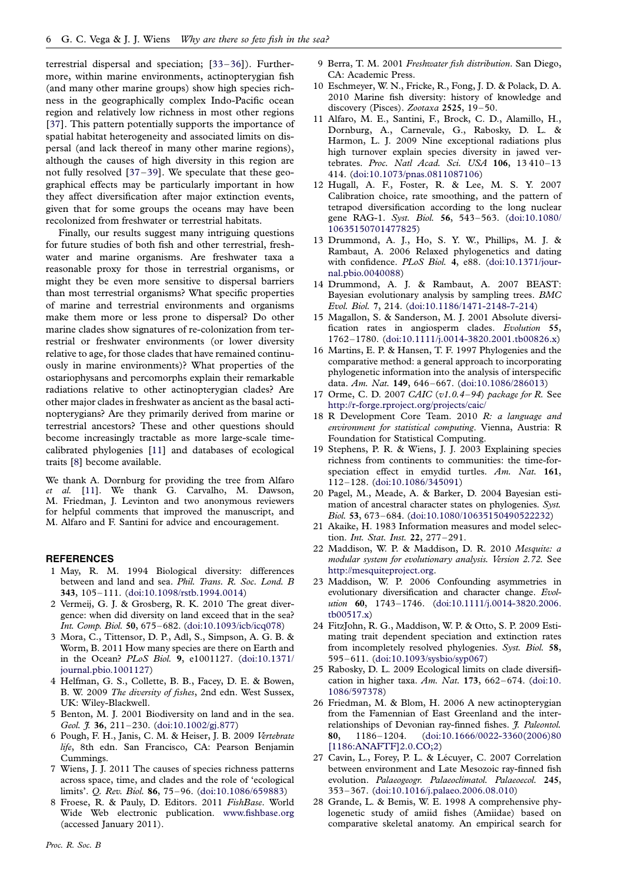terrestrial dispersal and speciation; [33–36]). Furthermore, within marine environments, actinopterygian fish (and many other marine groups) show high species richness in the geographically complex Indo-Pacific ocean region and relatively low richness in most other regions [37]. This pattern potentially supports the importance of spatial habitat heterogeneity and associated limits on dispersal (and lack thereof in many other marine regions), although the causes of high diversity in this region are not fully resolved [37–39]. We speculate that these geographical effects may be particularly important in how they affect diversification after major extinction events, given that for some groups the oceans may have been recolonized from freshwater or terrestrial habitats.

Finally, our results suggest many intriguing questions for future studies of both fish and other terrestrial, freshwater and marine organisms. Are freshwater taxa a reasonable proxy for those in terrestrial organisms, or might they be even more sensitive to dispersal barriers than most terrestrial organisms? What specific properties of marine and terrestrial environments and organisms make them more or less prone to dispersal? Do other marine clades show signatures of re-colonization from terrestrial or freshwater environments (or lower diversity relative to age, for those clades that have remained continuously in marine environments)? What properties of the ostariophysans and percomorphs explain their remarkable radiations relative to other actinopterygian clades? Are other major clades in freshwater as ancient as the basal actinopterygians? Are they primarily derived from marine or terrestrial ancestors? These and other questions should become increasingly tractable as more large-scale time-calibrated phylogenies [11] and databases of ecological traits [8] become available.

We thank A. Dornburg for providing the tree from Alfaro *et al.* [11]. We thank G. Carvalho, M. Dawson, M. Friedman, J. Levinton and two anonymous reviewers for helpful comments that improved the manuscript, and M. Alfaro and F. Santini for advice and encouragement.

## REFERENCES

1. May, R. M. 1994 Biological diversity: differences between land and sea. *Phil. Trans. R. Soc. Lond. B* **343**, 105–111. (doi:10.1098/rstb.1994.0014)
2. Vermeij, G. J. & Grosberg, R. K. 2010 The great divergence: when did diversity on land exceed that in the sea? *Int. Comp. Biol.* **50**, 675–682. (doi:10.1093/icb/icq078)
3. Mora, C., Tittensor, D. P., Adl, S., Simpson, A. G. B. & Worm, B. 2011 How many species are there on Earth and in the Ocean? *PLoS Biol.* **9**, e1001127. (doi:10.1371/journal.pbio.1001127)
4. Helfman, G. S., Collette, B. B., Facey, D. E. & Bowen, B. W. 2009 *The diversity of fishes*, 2nd edn. West Sussex, UK: Wiley-Blackwell.
5. Benton, M. J. 2001 Biodiversity on land and in the sea. *Geol. J.* **36**, 211–230. (doi:10.1002/gj.877)
6. Pough, F. H., Janis, C. M. & Heiser, J. B. 2009 *Vertebrate life*, 8th edn. San Francisco, CA: Pearson Benjamin Cummings.
7. Wiens, J. J. 2011 The causes of species richness patterns across space, time, and clades and the role of 'ecological limits'. *Q. Rev. Biol.* **86**, 75–96. (doi:10.1086/659883)
8. Froese, R. & Pauly, D. Editors. 2011 *FishBase*. World Wide Web electronic publication. www.fishbase.org (accessed January 2011).
9. Berra, T. M. 2001 *Freshwater fish distribution*. San Diego, CA: Academic Press.
10. Eschmeyer, W. N., Fricke, R., Fong, J. D. & Polack, D. A. 2010 Marine fish diversity: history of knowledge and discovery (Pisces). *Zootaxa* **2525**, 19–50.
11. Alfaro, M. E., Santini, F., Brock, C. D., Alamillo, H., Dornburg, A., Carnevale, G., Rabosky, D. L. & Harmon, L. J. 2009 Nine exceptional radiations plus high turnover explain species diversity in jawed vertebrates. *Proc. Natl Acad. Sci. USA* **106**, 13 410–13 414. (doi:10.1073/pnas.0811087106)
12. Hugall, A. F., Foster, R. & Lee, M. S. Y. 2007 Calibration choice, rate smoothing, and the pattern of tetrapod diversification according to the long nuclear gene RAG-1. *Syst. Biol.* **56**, 543–563. (doi:10.1080/10635150701477825)
13. Drummond, A. J., Ho, S. Y. W., Phillips, M. J. & Rambaut, A. 2006 Relaxed phylogenetics and dating with confidence. *PLoS Biol.* **4**, e88. (doi:10.1371/journal.pbio.0040088)
14. Drummond, A. J. & Rambaut, A. 2007 BEAST: Bayesian evolutionary analysis by sampling trees. *BMC Evol. Biol.* **7**, 214. (doi:10.1186/1471-2148-7-214)
15. Magallon, S. & Sanderson, M. J. 2001 Absolute diversification rates in angiosperm clades. *Evolution* **55**, 1762–1780. (doi:10.1111/j.0014-3820.2001.tb00826.x)
16. Martins, E. P. & Hansen, T. F. 1997 Phylogenies and the comparative method: a general approach to incorporating phylogenetic information into the analysis of interspecific data. *Am. Nat.* **149**, 646–667. (doi:10.1086/286013)
17. Orme, C. D. 2007 *CAIC (v1.0.4–94) package for R.* See http://r-forge.rproject.org/projects/caic/
18. R Development Core Team. 2010 *R: a language and environment for statistical computing*. Vienna, Austria: R Foundation for Statistical Computing.
19. Stephens, P. R. & Wiens, J. J. 2003 Explaining species richness from continents to communities: the time-for-speciation effect in emydid turtles. *Am. Nat.* **161**, 112–128. (doi:10.1086/345091)
20. Pagel, M., Meade, A. & Barker, D. 2004 Bayesian estimation of ancestral character states on phylogenies. *Syst. Biol.* **53**, 673–684. (doi:10.1080/10635150490522232)
21. Akaike, H. 1983 Information measures and model selection. *Int. Stat. Inst.* **22**, 277–291.
22. Maddison, W. P. & Maddison, D. R. 2010 *Mesquite: a modular system for evolutionary analysis. Version 2.72.* See http://mesquiteproject.org.
23. Maddison, W. P. 2006 Confounding asymmetries in evolutionary diversification and character change. *Evolution* **60**, 1743–1746. (doi:10.1111/j.0014-3820.2006.tb00517.x)
24. FitzJohn, R. G., Maddison, W. P. & Otto, S. P. 2009 Estimating trait dependent speciation and extinction rates from incompletely resolved phylogenies. *Syst. Biol.* **58**, 595–611. (doi:10.1093/sysbio/syp067)
25. Rabosky, D. L. 2009 Ecological limits on clade diversification in higher taxa. *Am. Nat.* **173**, 662–674. (doi:10.1086/597378)
26. Friedman, M. & Blom, H. 2006 A new actinopterygian from the Famennian of East Greenland and the interrelationships of Devonian ray-finned fishes. *J. Paleontol.* **80**, 1186–1204. (doi:10.1666/0022-3360(2006)80[1186:ANAFTF]2.0.CO;2)
27. Cavin, L., Forey, P. L. & Lécuyer, C. 2007 Correlation between environment and Late Mesozoic ray-finned fish evolution. *Palaeogeogr. Palaeoclimatol. Palaeoecol.* **245**, 353–367. (doi:10.1016/j.palaeo.2006.08.010)
28. Grande, L. & Bemis, W. E. 1998 A comprehensive phylogenetic study of amiid fishes (Amiidae) based on comparative skeletal anatomy. An empirical search for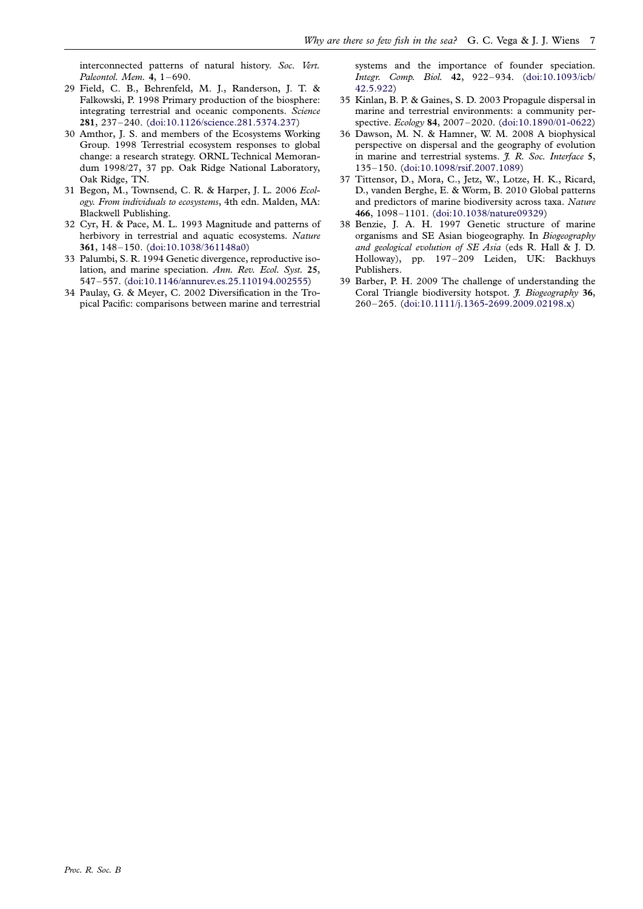interconnected patterns of natural history. *Soc. Vert. Paleontol. Mem.* **4**, 1–690.

29 Field, C. B., Behrenfeld, M. J., Randerson, J. T. & Falkowski, P. 1998 Primary production of the biosphere: integrating terrestrial and oceanic components. *Science* **281**, 237–240. (doi:10.1126/science.281.5374.237)

30 Amthor, J. S. and members of the Ecosystems Working Group. 1998 Terrestrial ecosystem responses to global change: a research strategy. ORNL Technical Memorandum 1998/27, 37 pp. Oak Ridge National Laboratory, Oak Ridge, TN.

31 Begon, M., Townsend, C. R. & Harper, J. L. 2006 *Ecology. From individuals to ecosystems*, 4th edn. Malden, MA: Blackwell Publishing.

32 Cyr, H. & Pace, M. L. 1993 Magnitude and patterns of herbivory in terrestrial and aquatic ecosystems. *Nature* **361**, 148–150. (doi:10.1038/361148a0)

33 Palumbi, S. R. 1994 Genetic divergence, reproductive isolation, and marine speciation. *Ann. Rev. Ecol. Syst.* **25**, 547–557. (doi:10.1146/annurev.es.25.110194.002555)

34 Paulay, G. & Meyer, C. 2002 Diversification in the Tropical Pacific: comparisons between marine and terrestrial systems and the importance of founder speciation. *Integr. Comp. Biol.* **42**, 922–934. (doi:10.1093/icb/42.5.922)

35 Kinlan, B. P. & Gaines, S. D. 2003 Propagule dispersal in marine and terrestrial environments: a community perspective. *Ecology* **84**, 2007–2020. (doi:10.1890/01-0622)

36 Dawson, M. N. & Hamner, W. M. 2008 A biophysical perspective on dispersal and the geography of evolution in marine and terrestrial systems. *J. R. Soc. Interface* **5**, 135–150. (doi:10.1098/rsif.2007.1089)

37 Tittensor, D., Mora, C., Jetz, W., Lotze, H. K., Ricard, D., vanden Berghe, E. & Worm, B. 2010 Global patterns and predictors of marine biodiversity across taxa. *Nature* **466**, 1098–1101. (doi:10.1038/nature09329)

38 Benzie, J. A. H. 1997 Genetic structure of marine organisms and SE Asian biogeography. In *Biogeography and geological evolution of SE Asia* (eds R. Hall & J. D. Holloway), pp. 197–209 Leiden, UK: Backhuys Publishers.

39 Barber, P. H. 2009 The challenge of understanding the Coral Triangle biodiversity hotspot. *J. Biogeography* **36**, 260–265. (doi:10.1111/j.1365-2699.2009.02198.x)